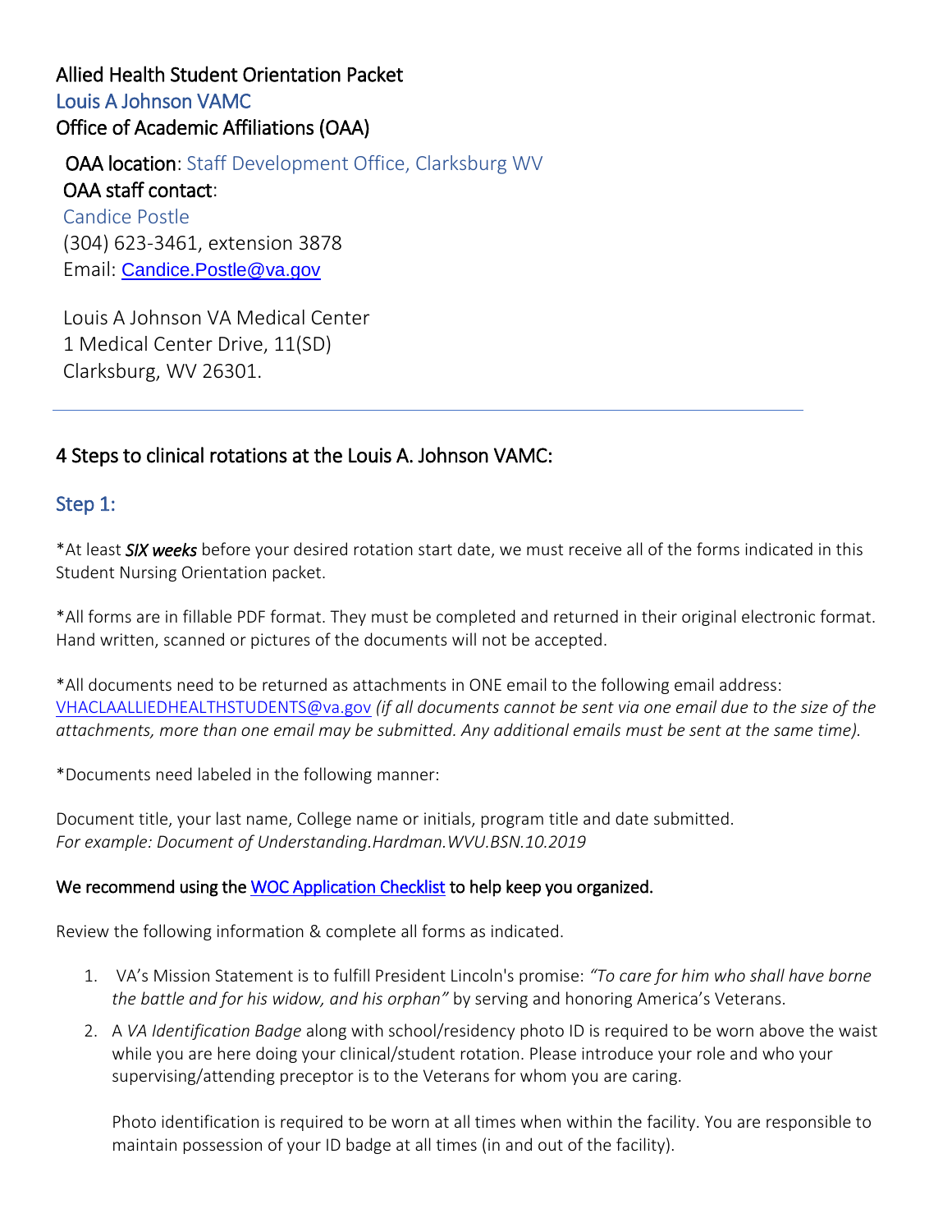# Allied Health Student Orientation Packet

Louis A Johnson VAMC

Office of Academic Affiliations (OAA)

**OAA location**: Staff Development Office, Clarksburg WV

**OAA staff contact**:

Candice Postle

(304) 623-3461, extension 3878

Email: Candice.Postle@va.gov

Louis A Johnson VA Medical Center

1 Medical Center Drive, 11(SD)

Clarksburg, WV 26301.

---

## 4 Steps to clinical rotations at the Louis A. Johnson VAMC:

### Step 1:

*At least ***SIX weeks*** before your desired rotation start date, we must receive all of the forms indicated in this Student Nursing Orientation packet.

*All forms are in fillable PDF format. They must be completed and returned in their original electronic format. Hand written, scanned or pictures of the documents will not be accepted.

*All documents need to be returned as attachments in ONE email to the following email address: VHACLAALLIEDHEALTHSTUDENTS@va.gov *(if all documents cannot be sent via one email due to the size of the attachments, more than one email may be submitted. Any additional emails must be sent at the same time).*

*Documents need labeled in the following manner:

Document title, your last name, College name or initials, program title and date submitted.
*For example: Document of Understanding.Hardman.WVU.BSN.10.2019*

**We recommend using the WOC Application Checklist to help keep you organized.**

Review the following information & complete all forms as indicated.

1. VA's Mission Statement is to fulfill President Lincoln's promise: *"To care for him who shall have borne the battle and for his widow, and his orphan"* by serving and honoring America's Veterans.
2. A *VA Identification Badge* along with school/residency photo ID is required to be worn above the waist while you are here doing your clinical/student rotation. Please introduce your role and who your supervising/attending preceptor is to the Veterans for whom you are caring.

   Photo identification is required to be worn at all times when within the facility. You are responsible to maintain possession of your ID badge at all times (in and out of the facility).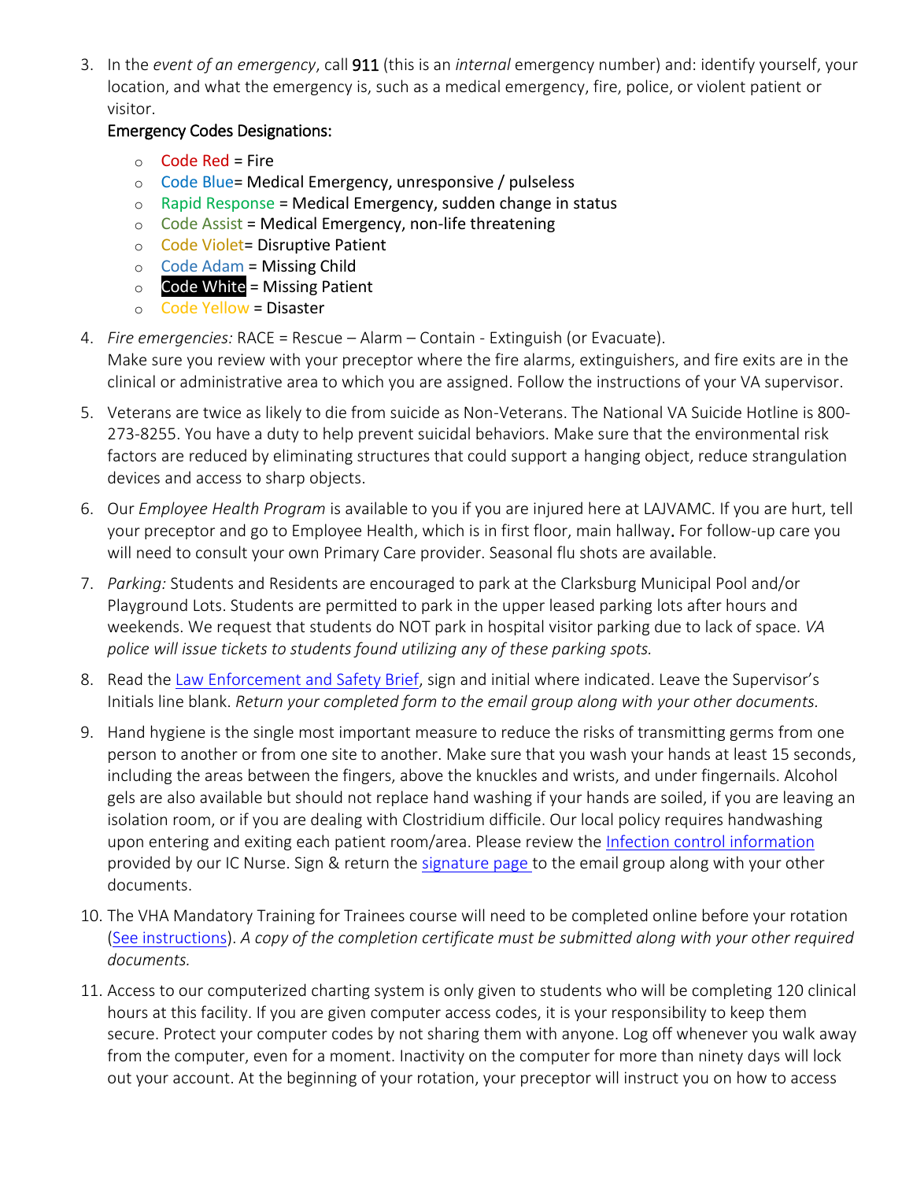3. In the *event of an emergency*, call 911 (this is an *internal* emergency number) and: identify yourself, your location, and what the emergency is, such as a medical emergency, fire, police, or violent patient or visitor.

   Emergency Codes Designations:

   - Code Red = Fire
   - Code Blue= Medical Emergency, unresponsive / pulseless
   - Rapid Response = Medical Emergency, sudden change in status
   - Code Assist = Medical Emergency, non-life threatening
   - Code Violet= Disruptive Patient
   - Code Adam = Missing Child
   - Code White = Missing Patient
   - Code Yellow = Disaster

4. *Fire emergencies:* RACE = Rescue – Alarm – Contain - Extinguish (or Evacuate).
   Make sure you review with your preceptor where the fire alarms, extinguishers, and fire exits are in the clinical or administrative area to which you are assigned. Follow the instructions of your VA supervisor.

5. Veterans are twice as likely to die from suicide as Non-Veterans. The National VA Suicide Hotline is 800-273-8255. You have a duty to help prevent suicidal behaviors. Make sure that the environmental risk factors are reduced by eliminating structures that could support a hanging object, reduce strangulation devices and access to sharp objects.

6. Our *Employee Health Program* is available to you if you are injured here at LAJVAMC. If you are hurt, tell your preceptor and go to Employee Health, which is in first floor, main hallway. For follow-up care you will need to consult your own Primary Care provider. Seasonal flu shots are available.

7. *Parking:* Students and Residents are encouraged to park at the Clarksburg Municipal Pool and/or Playground Lots. Students are permitted to park in the upper leased parking lots after hours and weekends. We request that students do NOT park in hospital visitor parking due to lack of space. *VA police will issue tickets to students found utilizing any of these parking spots.*

8. Read the Law Enforcement and Safety Brief, sign and initial where indicated. Leave the Supervisor's Initials line blank. *Return your completed form to the email group along with your other documents.*

9. Hand hygiene is the single most important measure to reduce the risks of transmitting germs from one person to another or from one site to another. Make sure that you wash your hands at least 15 seconds, including the areas between the fingers, above the knuckles and wrists, and under fingernails. Alcohol gels are also available but should not replace hand washing if your hands are soiled, if you are leaving an isolation room, or if you are dealing with Clostridium difficile. Our local policy requires handwashing upon entering and exiting each patient room/area. Please review the Infection control information provided by our IC Nurse. Sign & return the signature page to the email group along with your other documents.

10. The VHA Mandatory Training for Trainees course will need to be completed online before your rotation (See instructions). *A copy of the completion certificate must be submitted along with your other required documents.*

11. Access to our computerized charting system is only given to students who will be completing 120 clinical hours at this facility. If you are given computer access codes, it is your responsibility to keep them secure. Protect your computer codes by not sharing them with anyone. Log off whenever you walk away from the computer, even for a moment. Inactivity on the computer for more than ninety days will lock out your account. At the beginning of your rotation, your preceptor will instruct you on how to access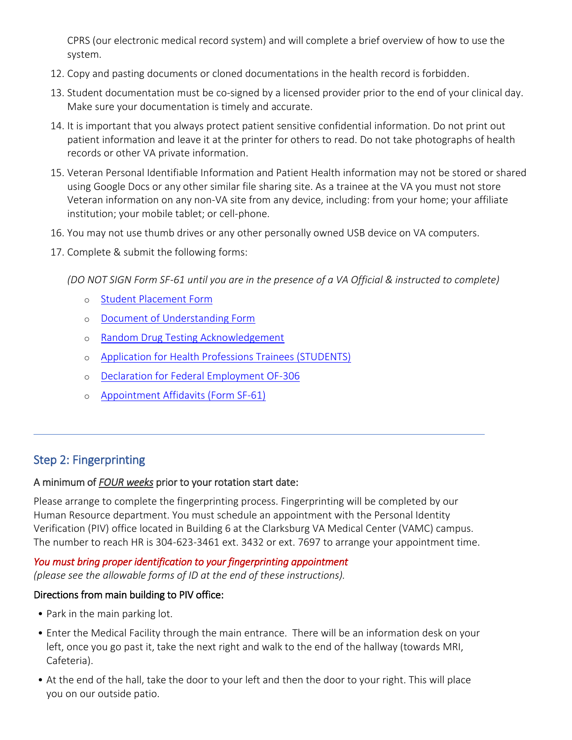CPRS (our electronic medical record system) and will complete a brief overview of how to use the system.

12. Copy and pasting documents or cloned documentations in the health record is forbidden.
13. Student documentation must be co-signed by a licensed provider prior to the end of your clinical day. Make sure your documentation is timely and accurate.
14. It is important that you always protect patient sensitive confidential information. Do not print out patient information and leave it at the printer for others to read. Do not take photographs of health records or other VA private information.
15. Veteran Personal Identifiable Information and Patient Health information may not be stored or shared using Google Docs or any other similar file sharing site. As a trainee at the VA you must not store Veteran information on any non-VA site from any device, including: from your home; your affiliate institution; your mobile tablet; or cell-phone.
16. You may not use thumb drives or any other personally owned USB device on VA computers.
17. Complete & submit the following forms:

   *(DO NOT SIGN Form SF-61 until you are in the presence of a VA Official & instructed to complete)*

   - Student Placement Form
   - Document of Understanding Form
   - Random Drug Testing Acknowledgement
   - Application for Health Professions Trainees (STUDENTS)
   - Declaration for Federal Employment OF-306
   - Appointment Affidavits (Form SF-61)

---

## Step 2: Fingerprinting

A minimum of ***FOUR weeks*** prior to your rotation start date:

Please arrange to complete the fingerprinting process. Fingerprinting will be completed by our Human Resource department. You must schedule an appointment with the Personal Identity Verification (PIV) office located in Building 6 at the Clarksburg VA Medical Center (VAMC) campus. The number to reach HR is 304-623-3461 ext. 3432 or ext. 7697 to arrange your appointment time.

*You must bring proper identification to your fingerprinting appointment*
*(please see the allowable forms of ID at the end of these instructions).*

Directions from main building to PIV office:

- Park in the main parking lot.
- Enter the Medical Facility through the main entrance. There will be an information desk on your left, once you go past it, take the next right and walk to the end of the hallway (towards MRI, Cafeteria).
- At the end of the hall, take the door to your left and then the door to your right. This will place you on our outside patio.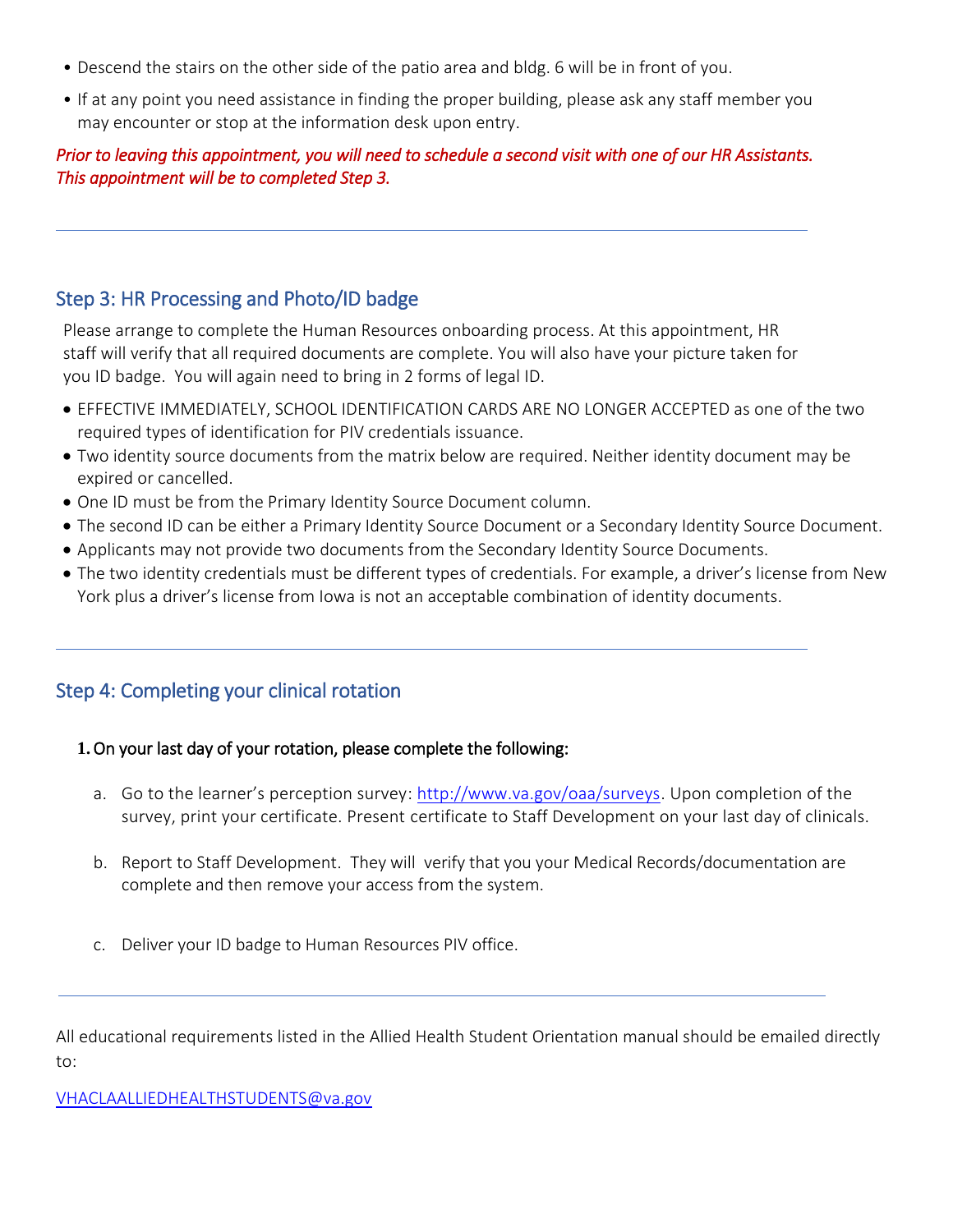- Descend the stairs on the other side of the patio area and bldg. 6 will be in front of you.
- If at any point you need assistance in finding the proper building, please ask any staff member you may encounter or stop at the information desk upon entry.

*Prior to leaving this appointment, you will need to schedule a second visit with one of our HR Assistants. This appointment will be to completed Step 3.*

---

## Step 3: HR Processing and Photo/ID badge

Please arrange to complete the Human Resources onboarding process. At this appointment, HR staff will verify that all required documents are complete. You will also have your picture taken for you ID badge. You will again need to bring in 2 forms of legal ID.

- EFFECTIVE IMMEDIATELY, SCHOOL IDENTIFICATION CARDS ARE NO LONGER ACCEPTED as one of the two required types of identification for PIV credentials issuance.
- Two identity source documents from the matrix below are required. Neither identity document may be expired or cancelled.
- One ID must be from the Primary Identity Source Document column.
- The second ID can be either a Primary Identity Source Document or a Secondary Identity Source Document.
- Applicants may not provide two documents from the Secondary Identity Source Documents.
- The two identity credentials must be different types of credentials. For example, a driver's license from New York plus a driver's license from Iowa is not an acceptable combination of identity documents.

---

## Step 4: Completing your clinical rotation

1. On your last day of your rotation, please complete the following:

   a. Go to the learner's perception survey: http://www.va.gov/oaa/surveys. Upon completion of the survey, print your certificate. Present certificate to Staff Development on your last day of clinicals.

   b. Report to Staff Development. They will verify that you your Medical Records/documentation are complete and then remove your access from the system.

   c. Deliver your ID badge to Human Resources PIV office.

---

All educational requirements listed in the Allied Health Student Orientation manual should be emailed directly to:

VHACLAALLIEDHEALTHSTUDENTS@va.gov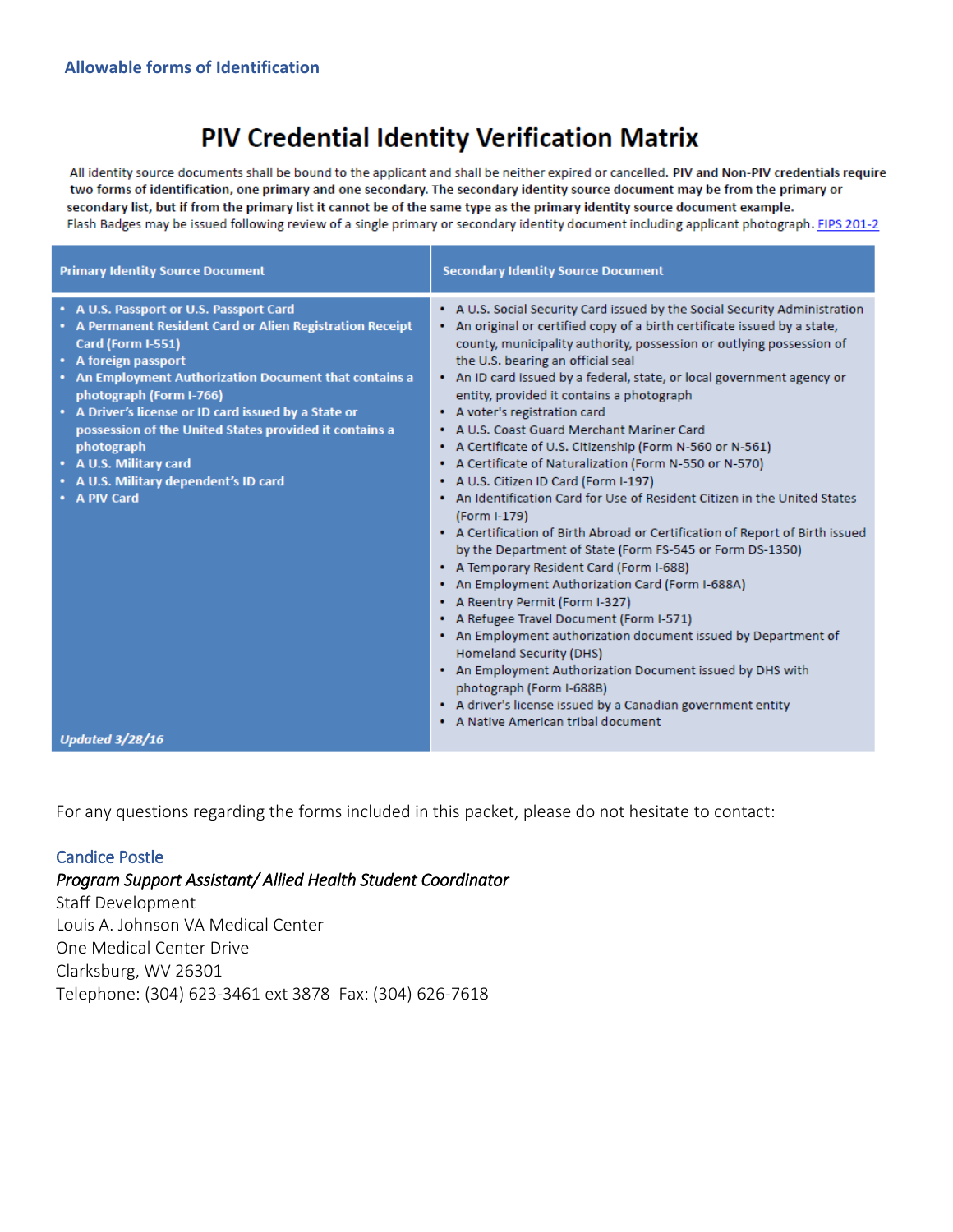## Allowable forms of Identification

# PIV Credential Identity Verification Matrix

All identity source documents shall be bound to the applicant and shall be neither expired or cancelled. **PIV and Non-PIV credentials require two forms of identification, one primary and one secondary. The secondary identity source document may be from the primary or secondary list, but if from the primary list it cannot be of the same type as the primary identity source document example.**
Flash Badges may be issued following review of a single primary or secondary identity document including applicant photograph. FIPS 201-2

| Primary Identity Source Document | Secondary Identity Source Document |
|---|---|
| • A U.S. Passport or U.S. Passport Card<br>• A Permanent Resident Card or Alien Registration Receipt Card (Form I-551)<br>• A foreign passport<br>• An Employment Authorization Document that contains a photograph (Form I-766)<br>• A Driver's license or ID card issued by a State or possession of the United States provided it contains a photograph<br>• A U.S. Military card<br>• A U.S. Military dependent's ID card<br>• A PIV Card<br><br>*Updated 3/28/16* | • A U.S. Social Security Card issued by the Social Security Administration<br>• An original or certified copy of a birth certificate issued by a state, county, municipality authority, possession or outlying possession of the U.S. bearing an official seal<br>• An ID card issued by a federal, state, or local government agency or entity, provided it contains a photograph<br>• A voter's registration card<br>• A U.S. Coast Guard Merchant Mariner Card<br>• A Certificate of U.S. Citizenship (Form N-560 or N-561)<br>• A Certificate of Naturalization (Form N-550 or N-570)<br>• A U.S. Citizen ID Card (Form I-197)<br>• An Identification Card for Use of Resident Citizen in the United States (Form I-179)<br>• A Certification of Birth Abroad or Certification of Report of Birth issued by the Department of State (Form FS-545 or Form DS-1350)<br>• A Temporary Resident Card (Form I-688)<br>• An Employment Authorization Card (Form I-688A)<br>• A Reentry Permit (Form I-327)<br>• A Refugee Travel Document (Form I-571)<br>• An Employment authorization document issued by Department of Homeland Security (DHS)<br>• An Employment Authorization Document issued by DHS with photograph (Form I-688B)<br>• A driver's license issued by a Canadian government entity<br>• A Native American tribal document |

For any questions regarding the forms included in this packet, please do not hesitate to contact:

Candice Postle
*Program Support Assistant/ Allied Health Student Coordinator*
Staff Development
Louis A. Johnson VA Medical Center
One Medical Center Drive
Clarksburg, WV 26301
Telephone: (304) 623-3461 ext 3878 Fax: (304) 626-7618